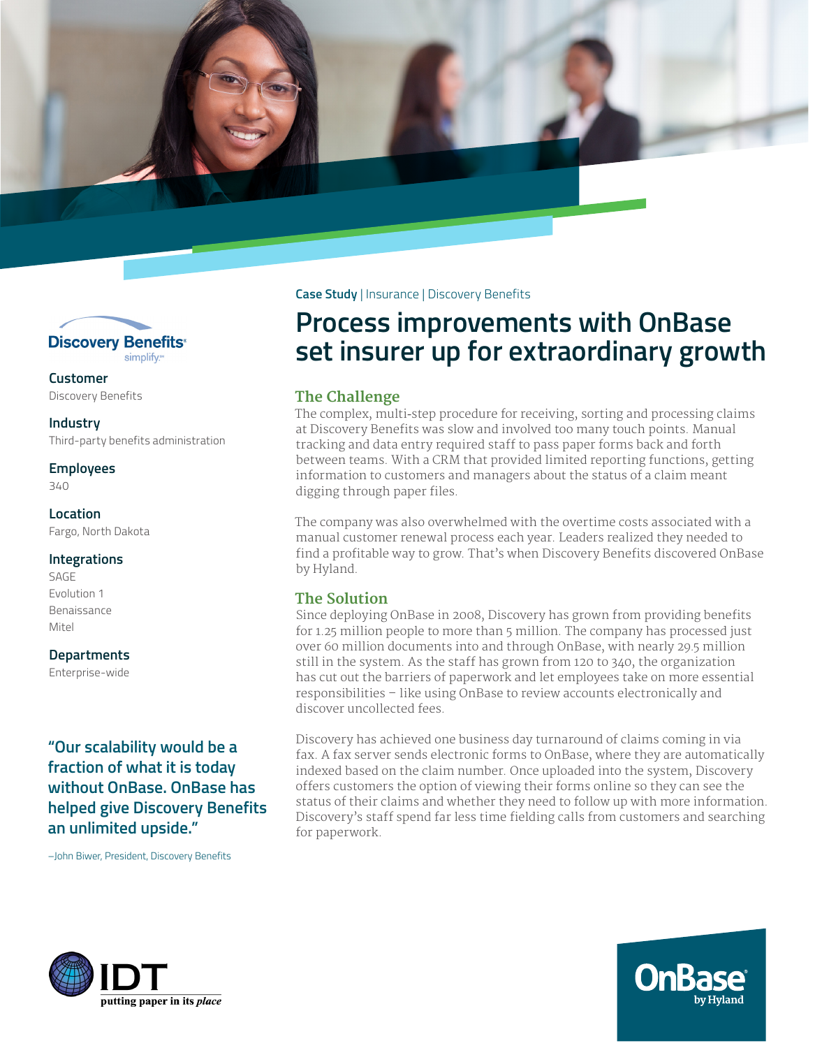Case Study | Insurance | Discovery Benefits

# Process improvements with OnBase set insurer up for extraordinary growth

**Customer**
Discovery Benefits

**Industry**
Third-party benefits administration

**Employees**
340

**Location**
Fargo, North Dakota

**Integrations**
SAGE
Evolution 1
Benaissance
Mitel

**Departments**
Enterprise-wide

## The Challenge

The complex, multi-step procedure for receiving, sorting and processing claims at Discovery Benefits was slow and involved too many touch points. Manual tracking and data entry required staff to pass paper forms back and forth between teams. With a CRM that provided limited reporting functions, getting information to customers and managers about the status of a claim meant digging through paper files.

The company was also overwhelmed with the overtime costs associated with a manual customer renewal process each year. Leaders realized they needed to find a profitable way to grow. That's when Discovery Benefits discovered OnBase by Hyland.

## The Solution

Since deploying OnBase in 2008, Discovery has grown from providing benefits for 1.25 million people to more than 5 million. The company has processed just over 60 million documents into and through OnBase, with nearly 29.5 million still in the system. As the staff has grown from 120 to 340, the organization has cut out the barriers of paperwork and let employees take on more essential responsibilities – like using OnBase to review accounts electronically and discover uncollected fees.

Discovery has achieved one business day turnaround of claims coming in via fax. A fax server sends electronic forms to OnBase, where they are automatically indexed based on the claim number. Once uploaded into the system, Discovery offers customers the option of viewing their forms online so they can see the status of their claims and whether they need to follow up with more information. Discovery's staff spend far less time fielding calls from customers and searching for paperwork.

**"Our scalability would be a fraction of what it is today without OnBase. OnBase has helped give Discovery Benefits an unlimited upside."**

–John Biwer, President, Discovery Benefits

IDT
putting paper in its *place*

OnBase by Hyland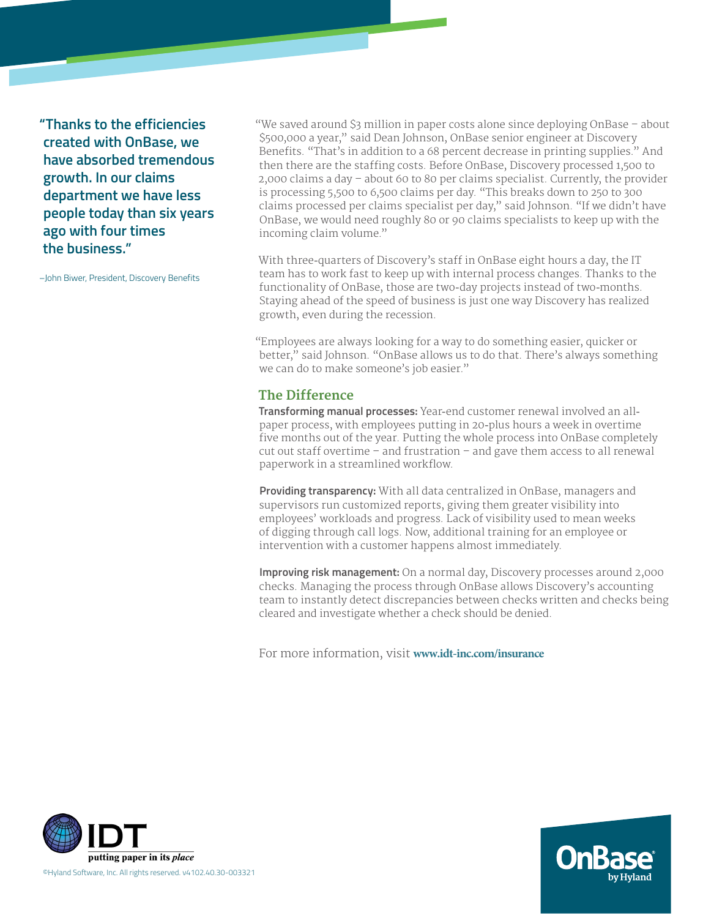> "Thanks to the efficiencies created with OnBase, we have absorbed tremendous growth. In our claims department we have less people today than six years ago with four times the business."

–John Biwer, President, Discovery Benefits

"We saved around $3 million in paper costs alone since deploying OnBase – about $500,000 a year," said Dean Johnson, OnBase senior engineer at Discovery Benefits. "That's in addition to a 68 percent decrease in printing supplies." And then there are the staffing costs. Before OnBase, Discovery processed 1,500 to 2,000 claims a day – about 60 to 80 per claims specialist. Currently, the provider is processing 5,500 to 6,500 claims per day. "This breaks down to 250 to 300 claims processed per claims specialist per day," said Johnson. "If we didn't have OnBase, we would need roughly 80 or 90 claims specialists to keep up with the incoming claim volume."

With three-quarters of Discovery's staff in OnBase eight hours a day, the IT team has to work fast to keep up with internal process changes. Thanks to the functionality of OnBase, those are two-day projects instead of two-months. Staying ahead of the speed of business is just one way Discovery has realized growth, even during the recession.

"Employees are always looking for a way to do something easier, quicker or better," said Johnson. "OnBase allows us to do that. There's always something we can do to make someone's job easier."

## The Difference

**Transforming manual processes:** Year-end customer renewal involved an all-paper process, with employees putting in 20-plus hours a week in overtime five months out of the year. Putting the whole process into OnBase completely cut out staff overtime – and frustration – and gave them access to all renewal paperwork in a streamlined workflow.

**Providing transparency:** With all data centralized in OnBase, managers and supervisors run customized reports, giving them greater visibility into employees' workloads and progress. Lack of visibility used to mean weeks of digging through call logs. Now, additional training for an employee or intervention with a customer happens almost immediately.

**Improving risk management:** On a normal day, Discovery processes around 2,000 checks. Managing the process through OnBase allows Discovery's accounting team to instantly detect discrepancies between checks written and checks being cleared and investigate whether a check should be denied.

For more information, visit **www.idt-inc.com/insurance**

IDT putting paper in its *place*

©Hyland Software, Inc. All rights reserved. v4102.40.30-003321

OnBase by Hyland